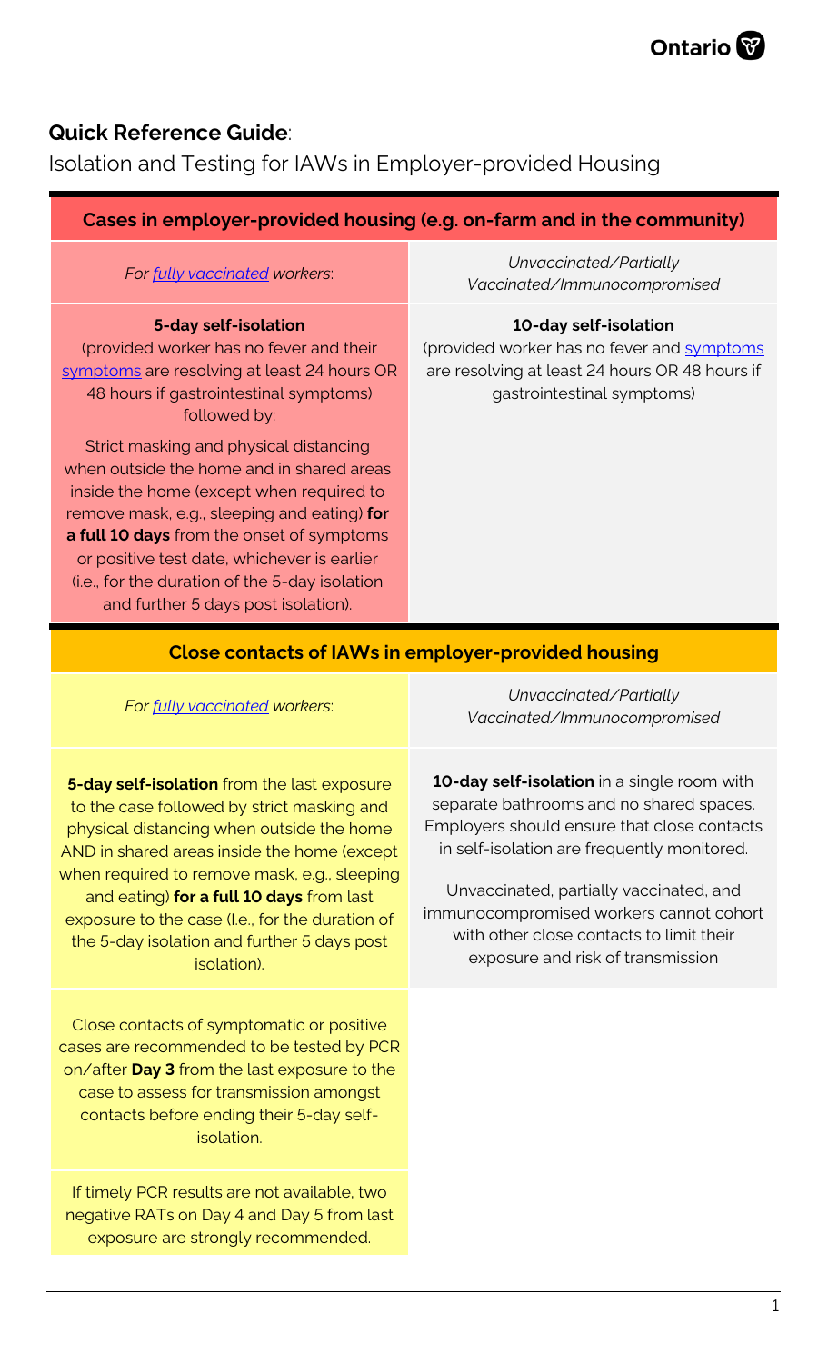**Quick Reference Guide**:

Isolation and Testing for IAWs in Employer-provided Housing

| Cases in employer-provided housing (e.g. on-farm and in the community) | |
|---|---|
| *For fully vaccinated workers*: | *Unvaccinated/Partially Vaccinated/Immunocompromised* |
| **5-day self-isolation** (provided worker has no fever and their symptoms are resolving at least 24 hours OR 48 hours if gastrointestinal symptoms) followed by:<br><br>Strict masking and physical distancing when outside the home and in shared areas inside the home (except when required to remove mask, e.g., sleeping and eating) **for a full 10 days** from the onset of symptoms or positive test date, whichever is earlier (i.e., for the duration of the 5-day isolation and further 5 days post isolation). | **10-day self-isolation** (provided worker has no fever and symptoms are resolving at least 24 hours OR 48 hours if gastrointestinal symptoms) |

| Close contacts of IAWs in employer-provided housing | |
|---|---|
| *For fully vaccinated workers*: | *Unvaccinated/Partially Vaccinated/Immunocompromised* |
| **5-day self-isolation** from the last exposure to the case followed by strict masking and physical distancing when outside the home AND in shared areas inside the home (except when required to remove mask, e.g., sleeping and eating) **for a full 10 days** from last exposure to the case (I.e., for the duration of the 5-day isolation and further 5 days post isolation). | **10-day self-isolation** in a single room with separate bathrooms and no shared spaces. Employers should ensure that close contacts in self-isolation are frequently monitored.<br><br>Unvaccinated, partially vaccinated, and immunocompromised workers cannot cohort with other close contacts to limit their exposure and risk of transmission |
| Close contacts of symptomatic or positive cases are recommended to be tested by PCR on/after **Day 3** from the last exposure to the case to assess for transmission amongst contacts before ending their 5-day self-isolation. | |
| If timely PCR results are not available, two negative RATs on Day 4 and Day 5 from last exposure are strongly recommended. | |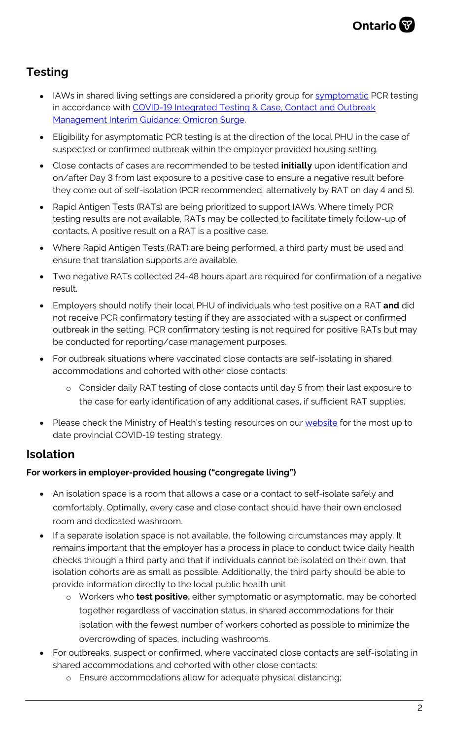## Testing

- IAWs in shared living settings are considered a priority group for symptomatic PCR testing in accordance with COVID-19 Integrated Testing & Case, Contact and Outbreak Management Interim Guidance: Omicron Surge.
- Eligibility for asymptomatic PCR testing is at the direction of the local PHU in the case of suspected or confirmed outbreak within the employer provided housing setting.
- Close contacts of cases are recommended to be tested **initially** upon identification and on/after Day 3 from last exposure to a positive case to ensure a negative result before they come out of self-isolation (PCR recommended, alternatively by RAT on day 4 and 5).
- Rapid Antigen Tests (RATs) are being prioritized to support IAWs. Where timely PCR testing results are not available, RATs may be collected to facilitate timely follow-up of contacts. A positive result on a RAT is a positive case.
- Where Rapid Antigen Tests (RAT) are being performed, a third party must be used and ensure that translation supports are available.
- Two negative RATs collected 24-48 hours apart are required for confirmation of a negative result.
- Employers should notify their local PHU of individuals who test positive on a RAT **and** did not receive PCR confirmatory testing if they are associated with a suspect or confirmed outbreak in the setting. PCR confirmatory testing is not required for positive RATs but may be conducted for reporting/case management purposes.
- For outbreak situations where vaccinated close contacts are self-isolating in shared accommodations and cohorted with other close contacts:
  - Consider daily RAT testing of close contacts until day 5 from their last exposure to the case for early identification of any additional cases, if sufficient RAT supplies.
- Please check the Ministry of Health's testing resources on our website for the most up to date provincial COVID-19 testing strategy.

## Isolation

**For workers in employer-provided housing ("congregate living")**

- An isolation space is a room that allows a case or a contact to self-isolate safely and comfortably. Optimally, every case and close contact should have their own enclosed room and dedicated washroom.
- If a separate isolation space is not available, the following circumstances may apply. It remains important that the employer has a process in place to conduct twice daily health checks through a third party and that if individuals cannot be isolated on their own, that isolation cohorts are as small as possible. Additionally, the third party should be able to provide information directly to the local public health unit
  - Workers who **test positive,** either symptomatic or asymptomatic, may be cohorted together regardless of vaccination status, in shared accommodations for their isolation with the fewest number of workers cohorted as possible to minimize the overcrowding of spaces, including washrooms.
- For outbreaks, suspect or confirmed, where vaccinated close contacts are self-isolating in shared accommodations and cohorted with other close contacts:
  - Ensure accommodations allow for adequate physical distancing;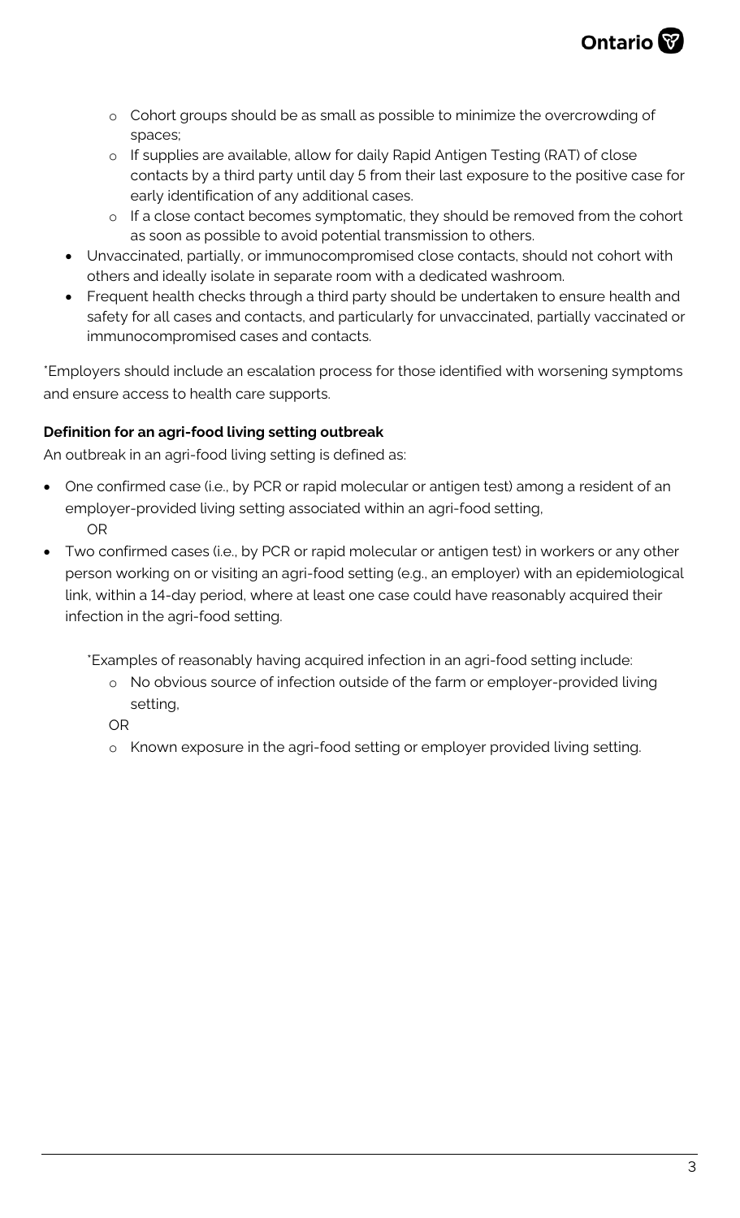- Cohort groups should be as small as possible to minimize the overcrowding of spaces;
  - If supplies are available, allow for daily Rapid Antigen Testing (RAT) of close contacts by a third party until day 5 from their last exposure to the positive case for early identification of any additional cases.
  - If a close contact becomes symptomatic, they should be removed from the cohort as soon as possible to avoid potential transmission to others.
- Unvaccinated, partially, or immunocompromised close contacts, should not cohort with others and ideally isolate in separate room with a dedicated washroom.
- Frequent health checks through a third party should be undertaken to ensure health and safety for all cases and contacts, and particularly for unvaccinated, partially vaccinated or immunocompromised cases and contacts.

*Employers should include an escalation process for those identified with worsening symptoms and ensure access to health care supports.

**Definition for an agri-food living setting outbreak**

An outbreak in an agri-food living setting is defined as:

- One confirmed case (i.e., by PCR or rapid molecular or antigen test) among a resident of an employer-provided living setting associated within an agri-food setting,
  OR
- Two confirmed cases (i.e., by PCR or rapid molecular or antigen test) in workers or any other person working on or visiting an agri-food setting (e.g., an employer) with an epidemiological link, within a 14-day period, where at least one case could have reasonably acquired their infection in the agri-food setting.

  *Examples of reasonably having acquired infection in an agri-food setting include:
  - No obvious source of infection outside of the farm or employer-provided living setting,

  OR
  - Known exposure in the agri-food setting or employer provided living setting.